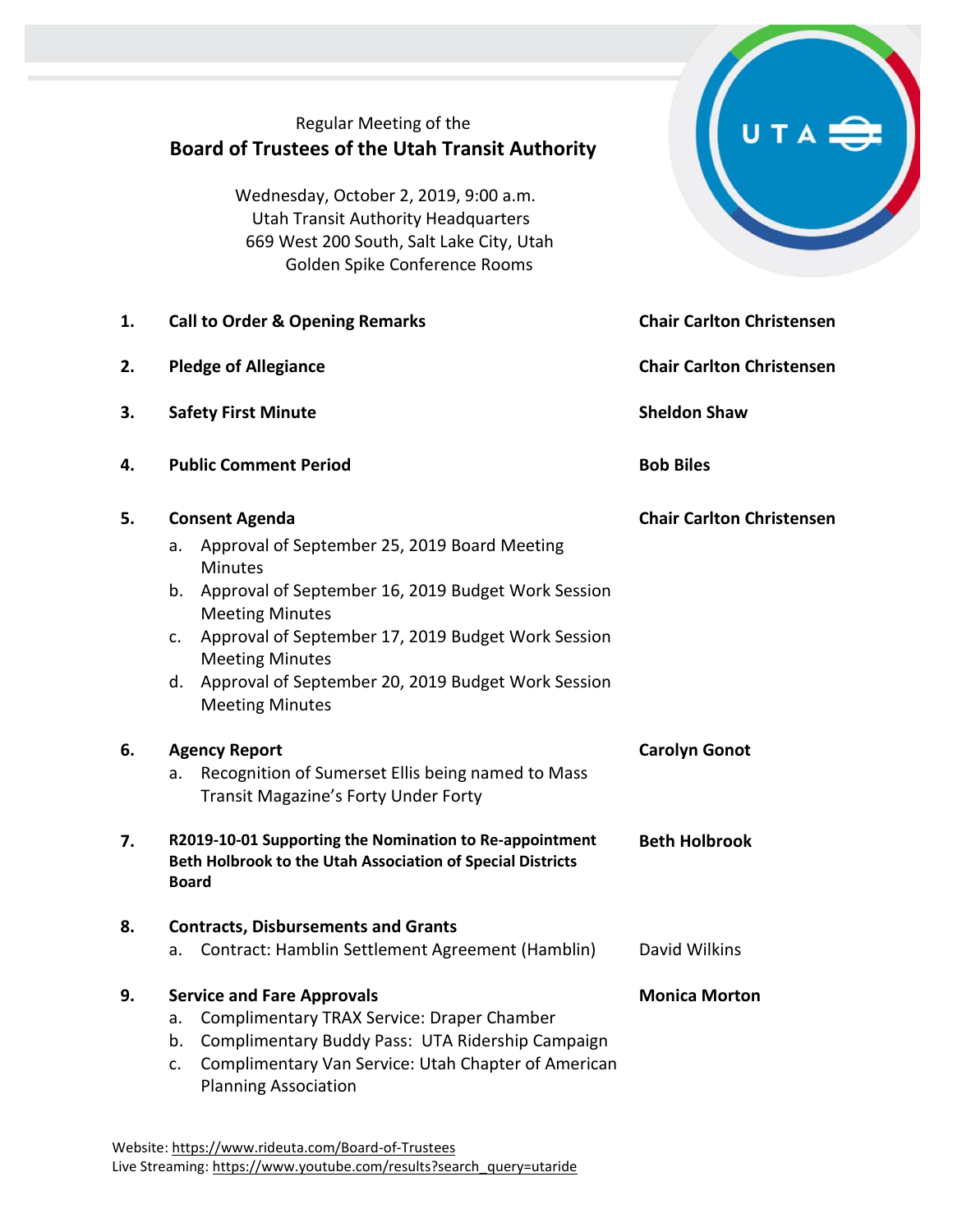Regular Meeting of the

# Board of Trustees of the Utah Transit Authority

Wednesday, October 2, 2019, 9:00 a.m.
Utah Transit Authority Headquarters
669 West 200 South, Salt Lake City, Utah
Golden Spike Conference Rooms

1. **Call to Order & Opening Remarks** — **Chair Carlton Christensen**

2. **Pledge of Allegiance** — **Chair Carlton Christensen**

3. **Safety First Minute** — **Sheldon Shaw**

4. **Public Comment Period** — **Bob Biles**

5. **Consent Agenda** — **Chair Carlton Christensen**
   a. Approval of September 25, 2019 Board Meeting Minutes
   b. Approval of September 16, 2019 Budget Work Session Meeting Minutes
   c. Approval of September 17, 2019 Budget Work Session Meeting Minutes
   d. Approval of September 20, 2019 Budget Work Session Meeting Minutes

6. **Agency Report** — **Carolyn Gonot**
   a. Recognition of Sumerset Ellis being named to Mass Transit Magazine's Forty Under Forty

7. **R2019-10-01 Supporting the Nomination to Re-appointment Beth Holbrook to the Utah Association of Special Districts Board** — **Beth Holbrook**

8. **Contracts, Disbursements and Grants**
   a. Contract: Hamblin Settlement Agreement (Hamblin) — David Wilkins

9. **Service and Fare Approvals** — **Monica Morton**
   a. Complimentary TRAX Service: Draper Chamber
   b. Complimentary Buddy Pass: UTA Ridership Campaign
   c. Complimentary Van Service: Utah Chapter of American Planning Association

Website: https://www.rideuta.com/Board-of-Trustees
Live Streaming: https://www.youtube.com/results?search_query=utaride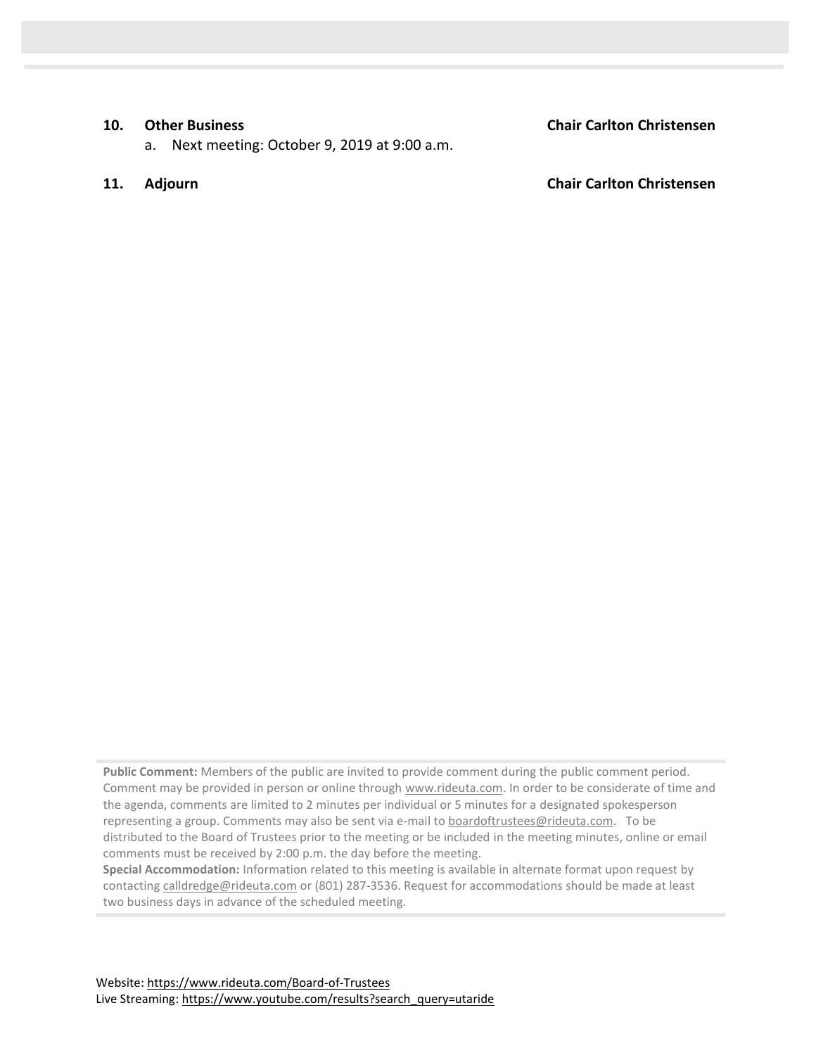**10. Other Business** **Chair Carlton Christensen**

a. Next meeting: October 9, 2019 at 9:00 a.m.

**11. Adjourn** **Chair Carlton Christensen**

**Public Comment:** Members of the public are invited to provide comment during the public comment period. Comment may be provided in person or online through www.rideuta.com. In order to be considerate of time and the agenda, comments are limited to 2 minutes per individual or 5 minutes for a designated spokesperson representing a group. Comments may also be sent via e-mail to boardoftrustees@rideuta.com. To be distributed to the Board of Trustees prior to the meeting or be included in the meeting minutes, online or email comments must be received by 2:00 p.m. the day before the meeting.

**Special Accommodation:** Information related to this meeting is available in alternate format upon request by contacting calldredge@rideuta.com or (801) 287-3536. Request for accommodations should be made at least two business days in advance of the scheduled meeting.

Website: https://www.rideuta.com/Board-of-Trustees
Live Streaming: https://www.youtube.com/results?search_query=utaride